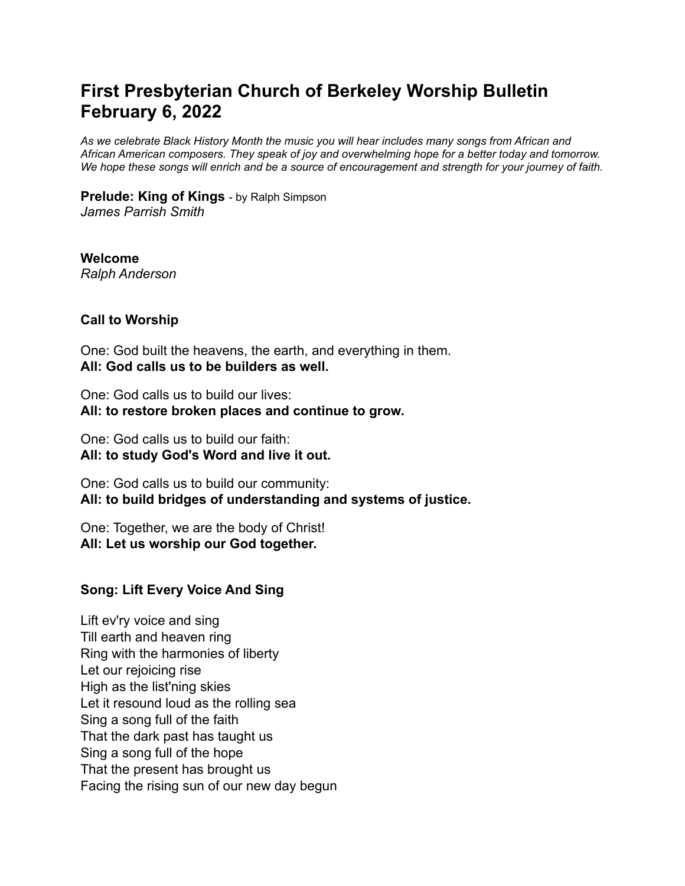# First Presbyterian Church of Berkeley Worship Bulletin February 6, 2022

*As we celebrate Black History Month the music you will hear includes many songs from African and African American composers. They speak of joy and overwhelming hope for a better today and tomorrow. We hope these songs will enrich and be a source of encouragement and strength for your journey of faith.*

**Prelude: King of Kings** - by Ralph Simpson
*James Parrish Smith*

**Welcome**
*Ralph Anderson*

**Call to Worship**

One: God built the heavens, the earth, and everything in them.
**All: God calls us to be builders as well.**

One: God calls us to build our lives:
**All: to restore broken places and continue to grow.**

One: God calls us to build our faith:
**All: to study God's Word and live it out.**

One: God calls us to build our community:
**All: to build bridges of understanding and systems of justice.**

One: Together, we are the body of Christ!
**All: Let us worship our God together.**

**Song: Lift Every Voice And Sing**

Lift ev'ry voice and sing
Till earth and heaven ring
Ring with the harmonies of liberty
Let our rejoicing rise
High as the list'ning skies
Let it resound loud as the rolling sea
Sing a song full of the faith
That the dark past has taught us
Sing a song full of the hope
That the present has brought us
Facing the rising sun of our new day begun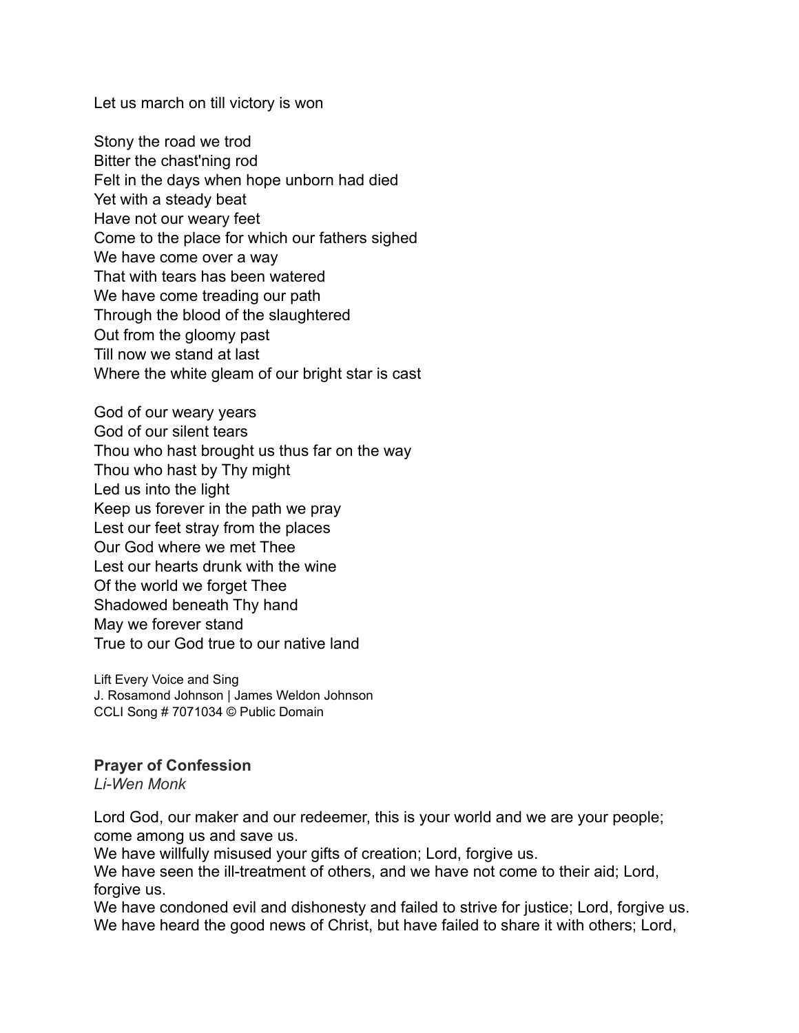Let us march on till victory is won

Stony the road we trod  
Bitter the chast'ning rod  
Felt in the days when hope unborn had died  
Yet with a steady beat  
Have not our weary feet  
Come to the place for which our fathers sighed  
We have come over a way  
That with tears has been watered  
We have come treading our path  
Through the blood of the slaughtered  
Out from the gloomy past  
Till now we stand at last  
Where the white gleam of our bright star is cast

God of our weary years  
God of our silent tears  
Thou who hast brought us thus far on the way  
Thou who hast by Thy might  
Led us into the light  
Keep us forever in the path we pray  
Lest our feet stray from the places  
Our God where we met Thee  
Lest our hearts drunk with the wine  
Of the world we forget Thee  
Shadowed beneath Thy hand  
May we forever stand  
True to our God true to our native land

Lift Every Voice and Sing  
J. Rosamond Johnson | James Weldon Johnson  
CCLI Song # 7071034 © Public Domain

**Prayer of Confession**  
*Li-Wen Monk*

Lord God, our maker and our redeemer, this is your world and we are your people; come among us and save us.  
We have willfully misused your gifts of creation; Lord, forgive us.  
We have seen the ill-treatment of others, and we have not come to their aid; Lord, forgive us.  
We have condoned evil and dishonesty and failed to strive for justice; Lord, forgive us.  
We have heard the good news of Christ, but have failed to share it with others; Lord,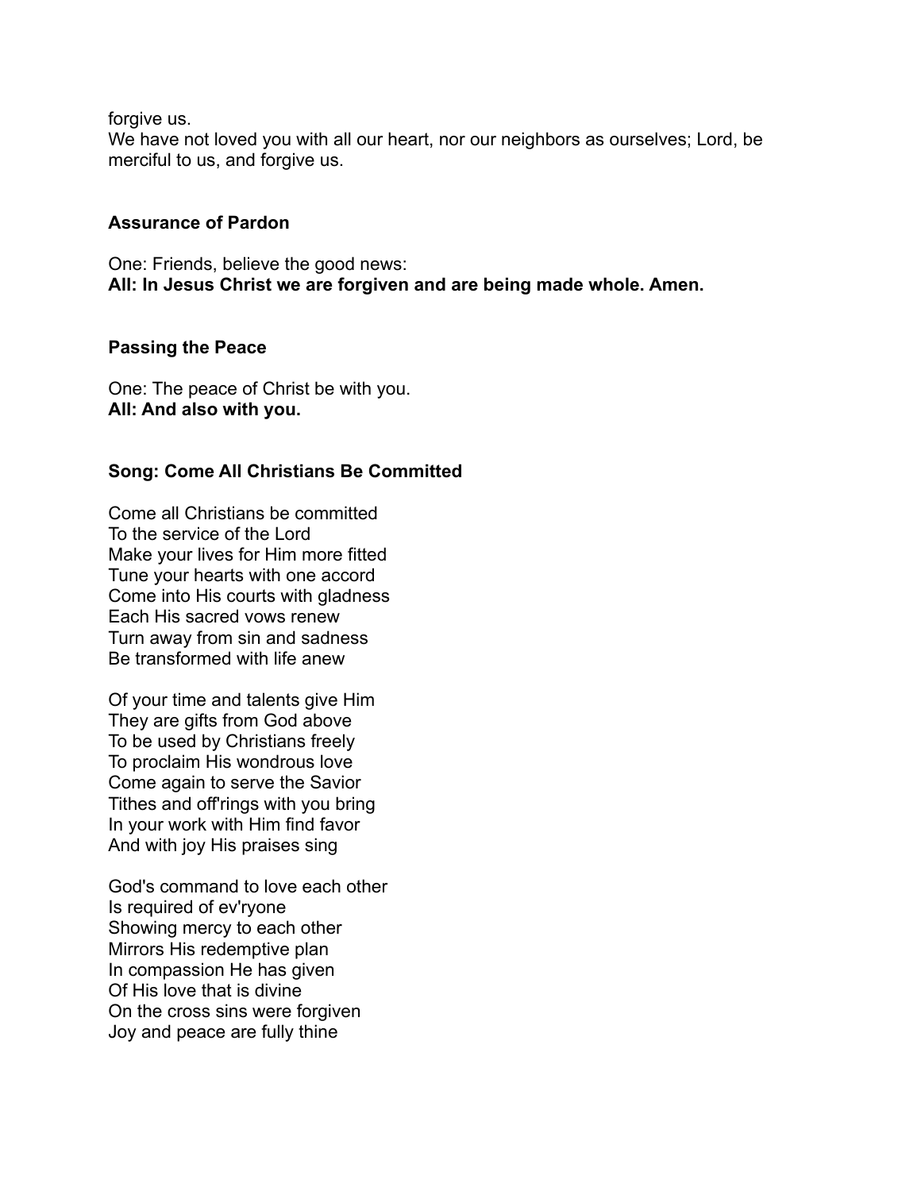forgive us.
We have not loved you with all our heart, nor our neighbors as ourselves; Lord, be merciful to us, and forgive us.

**Assurance of Pardon**

One: Friends, believe the good news:
**All: In Jesus Christ we are forgiven and are being made whole. Amen.**

**Passing the Peace**

One: The peace of Christ be with you.
**All: And also with you.**

**Song: Come All Christians Be Committed**

Come all Christians be committed
To the service of the Lord
Make your lives for Him more fitted
Tune your hearts with one accord
Come into His courts with gladness
Each His sacred vows renew
Turn away from sin and sadness
Be transformed with life anew

Of your time and talents give Him
They are gifts from God above
To be used by Christians freely
To proclaim His wondrous love
Come again to serve the Savior
Tithes and off'rings with you bring
In your work with Him find favor
And with joy His praises sing

God's command to love each other
Is required of ev'ryone
Showing mercy to each other
Mirrors His redemptive plan
In compassion He has given
Of His love that is divine
On the cross sins were forgiven
Joy and peace are fully thine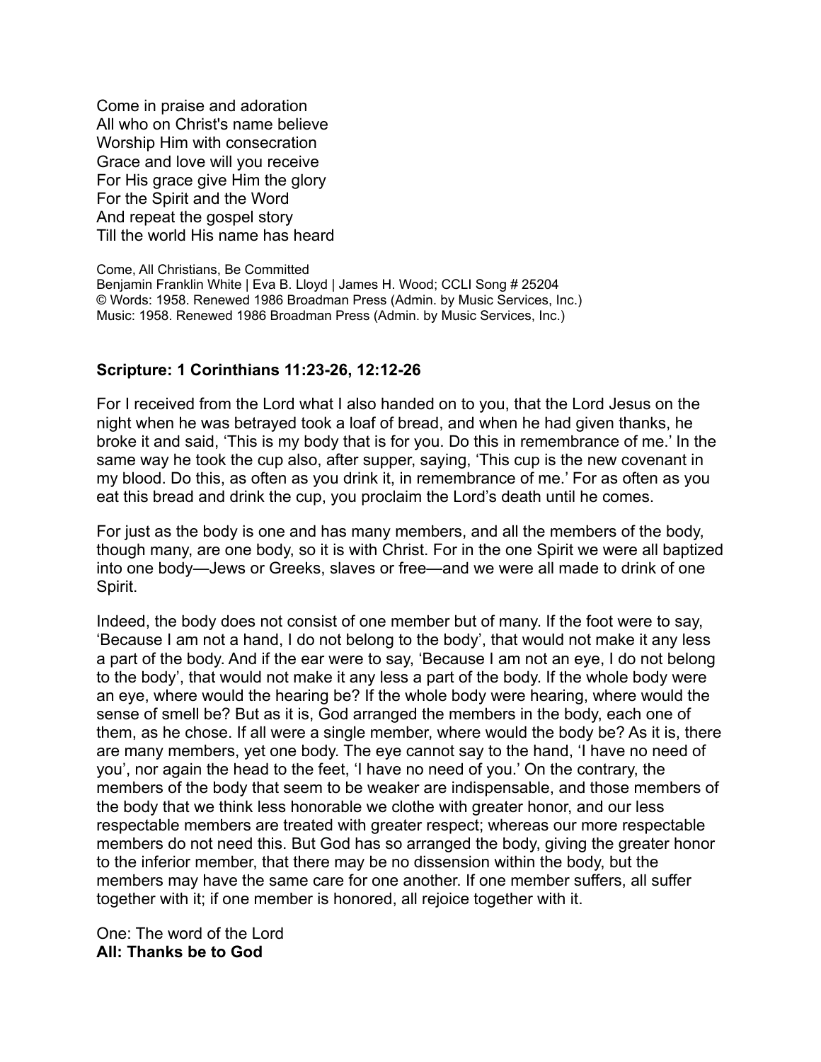Come in praise and adoration
All who on Christ's name believe
Worship Him with consecration
Grace and love will you receive
For His grace give Him the glory
For the Spirit and the Word
And repeat the gospel story
Till the world His name has heard

Come, All Christians, Be Committed
Benjamin Franklin White | Eva B. Lloyd | James H. Wood; CCLI Song # 25204
© Words: 1958. Renewed 1986 Broadman Press (Admin. by Music Services, Inc.)
Music: 1958. Renewed 1986 Broadman Press (Admin. by Music Services, Inc.)

**Scripture: 1 Corinthians 11:23-26, 12:12-26**

For I received from the Lord what I also handed on to you, that the Lord Jesus on the night when he was betrayed took a loaf of bread, and when he had given thanks, he broke it and said, 'This is my body that is for you. Do this in remembrance of me.' In the same way he took the cup also, after supper, saying, 'This cup is the new covenant in my blood. Do this, as often as you drink it, in remembrance of me.' For as often as you eat this bread and drink the cup, you proclaim the Lord's death until he comes.

For just as the body is one and has many members, and all the members of the body, though many, are one body, so it is with Christ. For in the one Spirit we were all baptized into one body—Jews or Greeks, slaves or free—and we were all made to drink of one Spirit.

Indeed, the body does not consist of one member but of many. If the foot were to say, 'Because I am not a hand, I do not belong to the body', that would not make it any less a part of the body. And if the ear were to say, 'Because I am not an eye, I do not belong to the body', that would not make it any less a part of the body. If the whole body were an eye, where would the hearing be? If the whole body were hearing, where would the sense of smell be? But as it is, God arranged the members in the body, each one of them, as he chose. If all were a single member, where would the body be? As it is, there are many members, yet one body. The eye cannot say to the hand, 'I have no need of you', nor again the head to the feet, 'I have no need of you.' On the contrary, the members of the body that seem to be weaker are indispensable, and those members of the body that we think less honorable we clothe with greater honor, and our less respectable members are treated with greater respect; whereas our more respectable members do not need this. But God has so arranged the body, giving the greater honor to the inferior member, that there may be no dissension within the body, but the members may have the same care for one another. If one member suffers, all suffer together with it; if one member is honored, all rejoice together with it.

One: The word of the Lord
**All: Thanks be to God**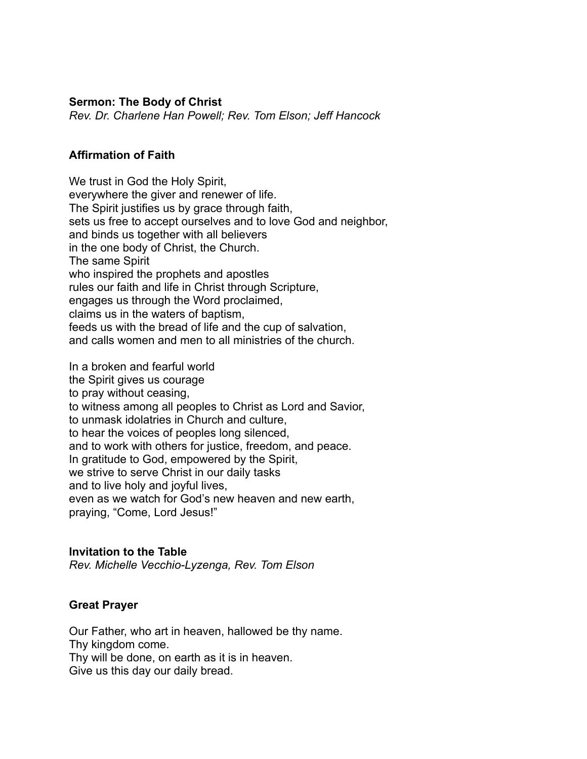**Sermon: The Body of Christ**

*Rev. Dr. Charlene Han Powell; Rev. Tom Elson; Jeff Hancock*

**Affirmation of Faith**

We trust in God the Holy Spirit,
everywhere the giver and renewer of life.
The Spirit justifies us by grace through faith,
sets us free to accept ourselves and to love God and neighbor,
and binds us together with all believers
in the one body of Christ, the Church.
The same Spirit
who inspired the prophets and apostles
rules our faith and life in Christ through Scripture,
engages us through the Word proclaimed,
claims us in the waters of baptism,
feeds us with the bread of life and the cup of salvation,
and calls women and men to all ministries of the church.

In a broken and fearful world
the Spirit gives us courage
to pray without ceasing,
to witness among all peoples to Christ as Lord and Savior,
to unmask idolatries in Church and culture,
to hear the voices of peoples long silenced,
and to work with others for justice, freedom, and peace.
In gratitude to God, empowered by the Spirit,
we strive to serve Christ in our daily tasks
and to live holy and joyful lives,
even as we watch for God's new heaven and new earth,
praying, "Come, Lord Jesus!"

**Invitation to the Table**

*Rev. Michelle Vecchio-Lyzenga, Rev. Tom Elson*

**Great Prayer**

Our Father, who art in heaven, hallowed be thy name.
Thy kingdom come.
Thy will be done, on earth as it is in heaven.
Give us this day our daily bread.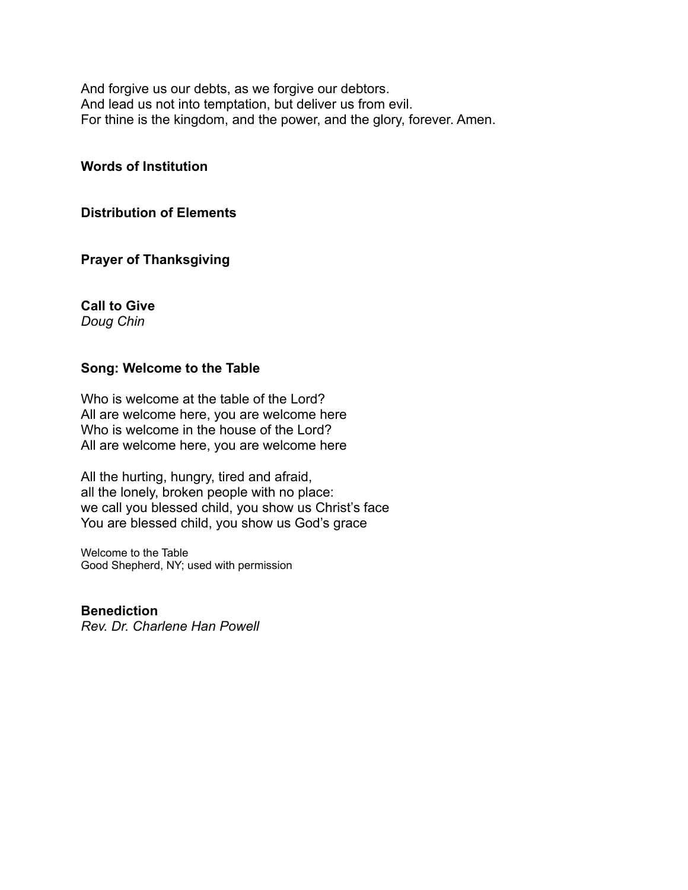And forgive us our debts, as we forgive our debtors.
And lead us not into temptation, but deliver us from evil.
For thine is the kingdom, and the power, and the glory, forever. Amen.

**Words of Institution**

**Distribution of Elements**

**Prayer of Thanksgiving**

**Call to Give**
*Doug Chin*

**Song: Welcome to the Table**

Who is welcome at the table of the Lord?
All are welcome here, you are welcome here
Who is welcome in the house of the Lord?
All are welcome here, you are welcome here

All the hurting, hungry, tired and afraid,
all the lonely, broken people with no place:
we call you blessed child, you show us Christ's face
You are blessed child, you show us God's grace

Welcome to the Table
Good Shepherd, NY; used with permission

**Benediction**
*Rev. Dr. Charlene Han Powell*